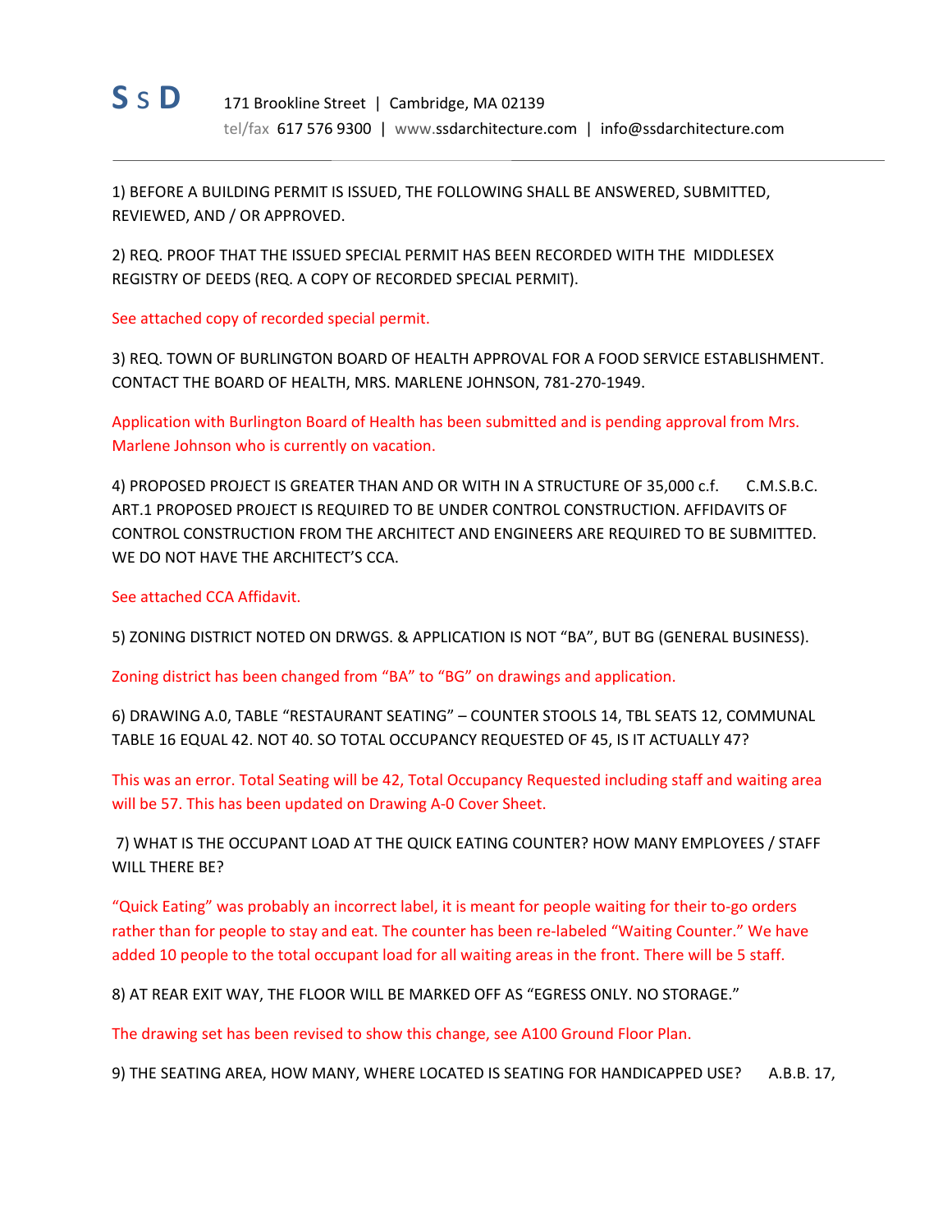**S S D** 171 Brookline Street | Cambridge, MA 02139
tel/fax 617 576 9300 | www.ssdarchitecture.com | info@ssdarchitecture.com

---

1) BEFORE A BUILDING PERMIT IS ISSUED, THE FOLLOWING SHALL BE ANSWERED, SUBMITTED, REVIEWED, AND / OR APPROVED.

2) REQ. PROOF THAT THE ISSUED SPECIAL PERMIT HAS BEEN RECORDED WITH THE MIDDLESEX REGISTRY OF DEEDS (REQ. A COPY OF RECORDED SPECIAL PERMIT).

See attached copy of recorded special permit.

3) REQ. TOWN OF BURLINGTON BOARD OF HEALTH APPROVAL FOR A FOOD SERVICE ESTABLISHMENT. CONTACT THE BOARD OF HEALTH, MRS. MARLENE JOHNSON, 781-270-1949.

Application with Burlington Board of Health has been submitted and is pending approval from Mrs. Marlene Johnson who is currently on vacation.

4) PROPOSED PROJECT IS GREATER THAN AND OR WITH IN A STRUCTURE OF 35,000 c.f. C.M.S.B.C. ART.1 PROPOSED PROJECT IS REQUIRED TO BE UNDER CONTROL CONSTRUCTION. AFFIDAVITS OF CONTROL CONSTRUCTION FROM THE ARCHITECT AND ENGINEERS ARE REQUIRED TO BE SUBMITTED. WE DO NOT HAVE THE ARCHITECT'S CCA.

See attached CCA Affidavit.

5) ZONING DISTRICT NOTED ON DRWGS. & APPLICATION IS NOT "BA", BUT BG (GENERAL BUSINESS).

Zoning district has been changed from "BA" to "BG" on drawings and application.

6) DRAWING A.0, TABLE "RESTAURANT SEATING" – COUNTER STOOLS 14, TBL SEATS 12, COMMUNAL TABLE 16 EQUAL 42. NOT 40. SO TOTAL OCCUPANCY REQUESTED OF 45, IS IT ACTUALLY 47?

This was an error. Total Seating will be 42, Total Occupancy Requested including staff and waiting area will be 57. This has been updated on Drawing A-0 Cover Sheet.

7) WHAT IS THE OCCUPANT LOAD AT THE QUICK EATING COUNTER? HOW MANY EMPLOYEES / STAFF WILL THERE BE?

"Quick Eating" was probably an incorrect label, it is meant for people waiting for their to-go orders rather than for people to stay and eat. The counter has been re-labeled "Waiting Counter." We have added 10 people to the total occupant load for all waiting areas in the front. There will be 5 staff.

8) AT REAR EXIT WAY, THE FLOOR WILL BE MARKED OFF AS "EGRESS ONLY. NO STORAGE."

The drawing set has been revised to show this change, see A100 Ground Floor Plan.

9) THE SEATING AREA, HOW MANY, WHERE LOCATED IS SEATING FOR HANDICAPPED USE? A.B.B. 17,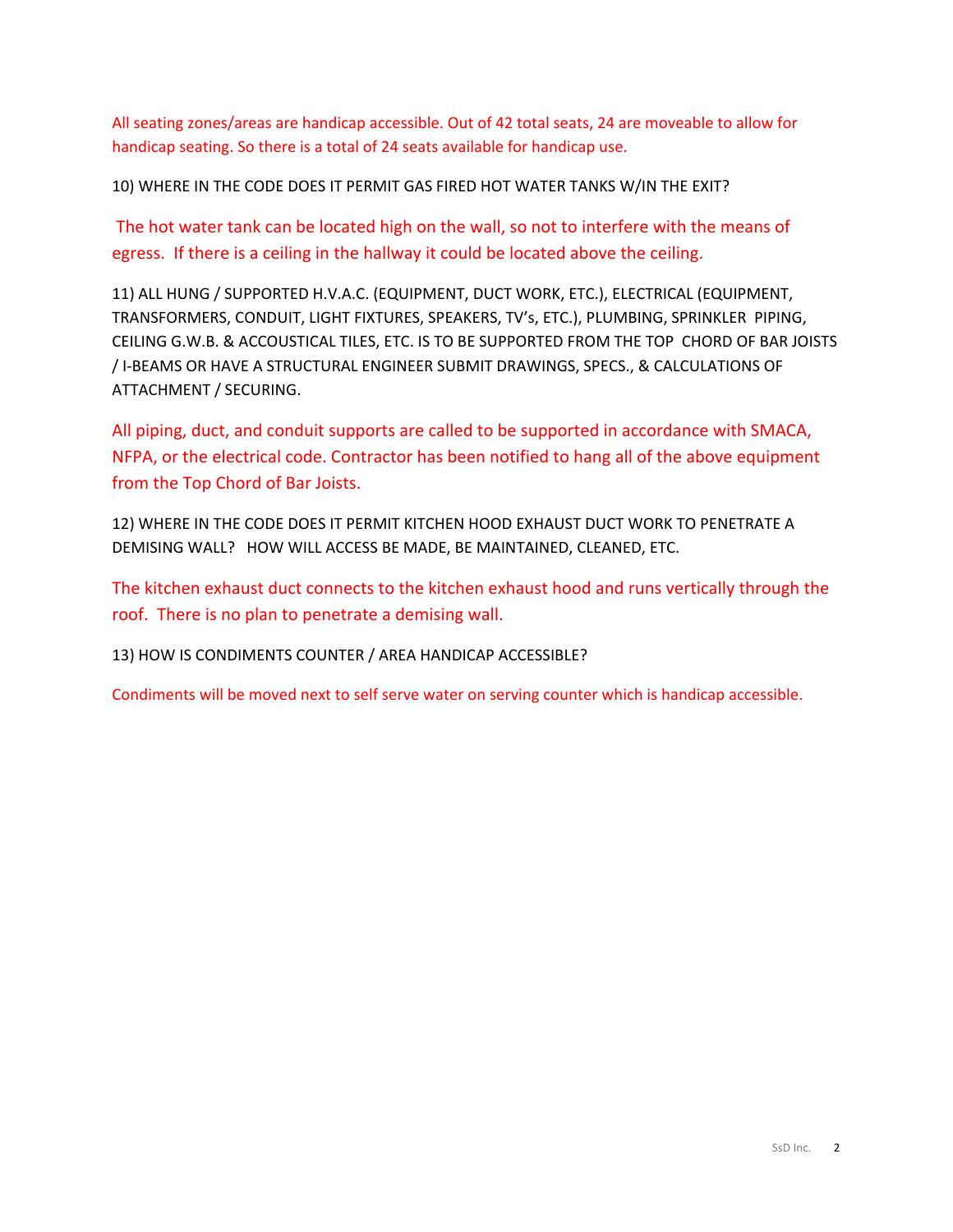All seating zones/areas are handicap accessible. Out of 42 total seats, 24 are moveable to allow for handicap seating. So there is a total of 24 seats available for handicap use.

10) WHERE IN THE CODE DOES IT PERMIT GAS FIRED HOT WATER TANKS W/IN THE EXIT?

The hot water tank can be located high on the wall, so not to interfere with the means of egress. If there is a ceiling in the hallway it could be located above the ceiling.

11) ALL HUNG / SUPPORTED H.V.A.C. (EQUIPMENT, DUCT WORK, ETC.), ELECTRICAL (EQUIPMENT, TRANSFORMERS, CONDUIT, LIGHT FIXTURES, SPEAKERS, TV's, ETC.), PLUMBING, SPRINKLER PIPING, CEILING G.W.B. & ACCOUSTICAL TILES, ETC. IS TO BE SUPPORTED FROM THE TOP CHORD OF BAR JOISTS / I-BEAMS OR HAVE A STRUCTURAL ENGINEER SUBMIT DRAWINGS, SPECS., & CALCULATIONS OF ATTACHMENT / SECURING.

All piping, duct, and conduit supports are called to be supported in accordance with SMACA, NFPA, or the electrical code. Contractor has been notified to hang all of the above equipment from the Top Chord of Bar Joists.

12) WHERE IN THE CODE DOES IT PERMIT KITCHEN HOOD EXHAUST DUCT WORK TO PENETRATE A DEMISING WALL? HOW WILL ACCESS BE MADE, BE MAINTAINED, CLEANED, ETC.

The kitchen exhaust duct connects to the kitchen exhaust hood and runs vertically through the roof. There is no plan to penetrate a demising wall.

13) HOW IS CONDIMENTS COUNTER / AREA HANDICAP ACCESSIBLE?

Condiments will be moved next to self serve water on serving counter which is handicap accessible.